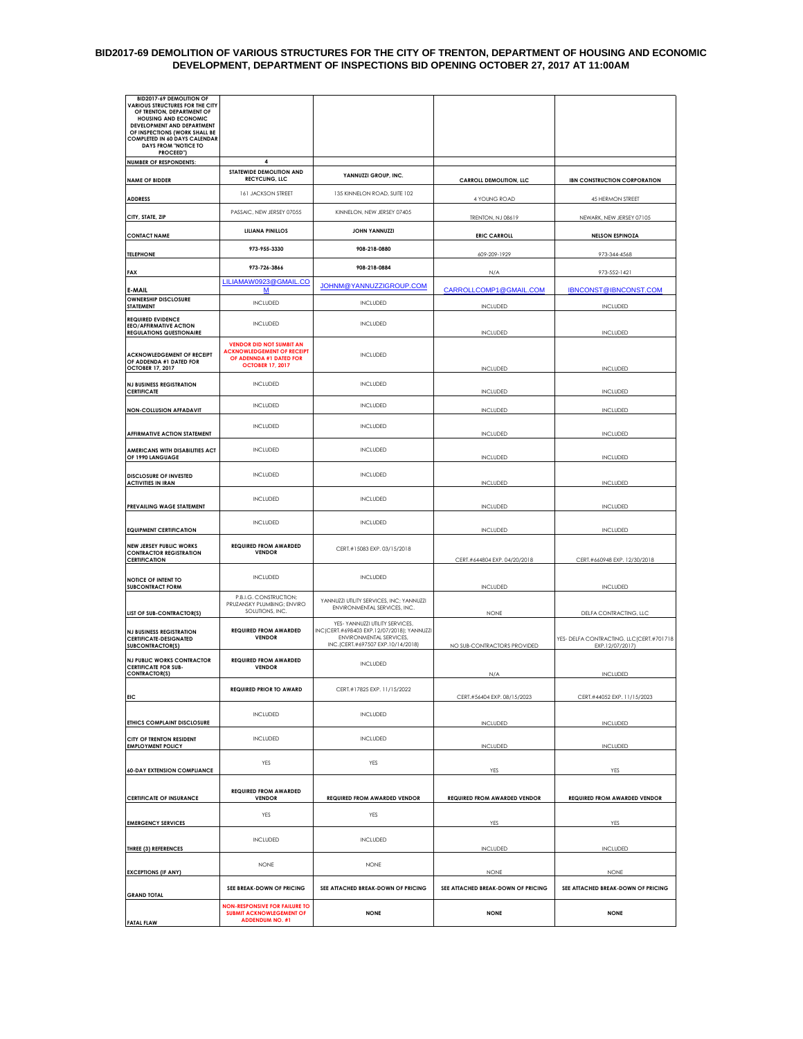# BID2017-69 DEMOLITION OF VARIOUS STRUCTURES FOR THE CITY OF TRENTON, DEPARTMENT OF HOUSING AND ECONOMIC DEVELOPMENT, DEPARTMENT OF INSPECTIONS BID OPENING OCTOBER 27, 2017 AT 11:00AM

| BID2017-69 DEMOLITION OF VARIOUS STRUCTURES FOR THE CITY OF TRENTON, DEPARTMENT OF HOUSING AND ECONOMIC DEVELOPMENT AND DEPARTMENT OF INSPECTIONS (WORK SHALL BE COMPLETED IN 60 DAYS CALENDAR DAYS FROM "NOTICE TO PROCEED") | | | | |
|---|---|---|---|---|
| NUMBER OF RESPONDENTS: | 4 | | | |
| NAME OF BIDDER | STATEWIDE DEMOLITION AND RECYCLING, LLC | YANNUZZI GROUP, INC. | CARROLL DEMOLITION, LLC | IBN CONSTRUCTION CORPORATION |
| ADDRESS | 161 JACKSON STREET | 135 KINNELON ROAD, SUITE 102 | 4 YOUNG ROAD | 45 HERMON STREET |
| CITY, STATE, ZIP | PASSAIC, NEW JERSEY 07055 | KINNELON, NEW JERSEY 07405 | TRENTON, NJ 08619 | NEWARK, NEW JERSEY 07105 |
| CONTACT NAME | LILIANA PINILLOS | JOHN YANNUZZI | ERIC CARROLL | NELSON ESPINOZA |
| TELEPHONE | 973-955-3330 | 908-218-0880 | 609-209-1929 | 973-344-4568 |
| FAX | 973-726-3866 | 908-218-0884 | N/A | 973-552-1421 |
| E-MAIL | LILIAMAW0923@GMAIL.COM | JOHNM@YANNUZZIGROUP.COM | CARROLLCOMP1@GMAIL.COM | IBNCONST@IBNCONST.COM |
| OWNERSHIP DISCLOSURE STATEMENT | INCLUDED | INCLUDED | INCLUDED | INCLUDED |
| REQUIRED EVIDENCE EEO/AFFIRMATIVE ACTION REGULATIONS QUESTIONAIRE | INCLUDED | INCLUDED | INCLUDED | INCLUDED |
| ACKNOWLEDGEMENT OF RECEIPT OF ADDENDA #1 DATED FOR OCTOBER 17, 2017 | VENDOR DID NOT SUMBIT AN ACKNOWLEDGEMENT OF RECEIPT OF ADDENNDA #1 DATED FOR OCTOBER 17, 2017 | INCLUDED | INCLUDED | INCLUDED |
| NJ BUSINESS REGISTRATION CERTIFICATE | INCLUDED | INCLUDED | INCLUDED | INCLUDED |
| NON-COLLUSION AFFADAVIT | INCLUDED | INCLUDED | INCLUDED | INCLUDED |
| AFFIRMATIVE ACTION STATEMENT | INCLUDED | INCLUDED | INCLUDED | INCLUDED |
| AMERICANS WITH DISABILITIES ACT OF 1990 LANGUAGE | INCLUDED | INCLUDED | INCLUDED | INCLUDED |
| DISCLOSURE OF INVESTED ACTIVITIES IN IRAN | INCLUDED | INCLUDED | INCLUDED | INCLUDED |
| PREVAILING WAGE STATEMENT | INCLUDED | INCLUDED | INCLUDED | INCLUDED |
| EQUIPMENT CERTIFICATION | INCLUDED | INCLUDED | INCLUDED | INCLUDED |
| NEW JERSEY PUBLIC WORKS CONTRACTOR REGISTRATION CERTIFICATION | REQUIRED FROM AWARDED VENDOR | CERT.#15083 EXP. 03/15/2018 | CERT.#644804 EXP. 04/20/2018 | CERT.#660948 EXP. 12/30/2018 |
| NOTICE OF INTENT TO SUBCONTRACT FORM | INCLUDED | INCLUDED | INCLUDED | INCLUDED |
| LIST OF SUB-CONTRACTOR(S) | P.B.I.G. CONSTRUCTION; PRUZANSKY PLUMBING; ENVIRO SOLUTIONS, INC. | YANNUZZI UTILITY SERVICES, INC; YANNUZZI ENVIRONMENTAL SERVICES, INC. | NONE | DELFA CONTRACTING, LLC |
| NJ BUSINESS REGISTRATION CERTIFICATE-DESIGNATED SUBCONTRACTOR(S) | REQUIRED FROM AWARDED VENDOR | YES- YANNUZZI UTILITY SERVICES, INC(CERT.#698403 EXP.12/07/2018); YANNUZZI ENVIRONMENTAL SERVICES, INC.(CERT.#697507 EXP.10/14/2018) | NO SUB-CONTRACTORS PROVIDED | YES- DELFA CONTRACTING, LLC(CERT.#701718 EXP.12/07/2017) |
| NJ PUBLIC WORKS CONTRACTOR CERTIFICATE FOR SUB-CONTRACTOR(S) | REQUIRED FROM AWARDED VENDOR | INCLUDED | N/A | INCLUDED |
| EIC | REQUIRED PRIOR TO AWARD | CERT.#17825 EXP. 11/15/2022 | CERT.#56404 EXP. 08/15/2023 | CERT.#44052 EXP. 11/15/2023 |
| ETHICS COMPLAINT DISCLOSURE | INCLUDED | INCLUDED | INCLUDED | INCLUDED |
| CITY OF TRENTON RESIDENT EMPLOYMENT POLICY | INCLUDED | INCLUDED | INCLUDED | INCLUDED |
| 60-DAY EXTENSION COMPLIANCE | YES | YES | YES | YES |
| CERTIFICATE OF INSURANCE | REQUIRED FROM AWARDED VENDOR | REQUIRED FROM AWARDED VENDOR | REQUIRED FROM AWARDED VENDOR | REQUIRED FROM AWARDED VENDOR |
| EMERGENCY SERVICES | YES | YES | YES | YES |
| THREE (3) REFERENCES | INCLUDED | INCLUDED | INCLUDED | INCLUDED |
| EXCEPTIONS (IF ANY) | NONE | NONE | NONE | NONE |
| GRAND TOTAL | SEE BREAK-DOWN OF PRICING | SEE ATTACHED BREAK-DOWN OF PRICING | SEE ATTACHED BREAK-DOWN OF PRICING | SEE ATTACHED BREAK-DOWN OF PRICING |
| FATAL FLAW | NON-RESPONSIVE FOR FAILURE TO SUBMIT ACKNOWLEDGEMENT OF ADDENDUM NO. #1 | NONE | NONE | NONE |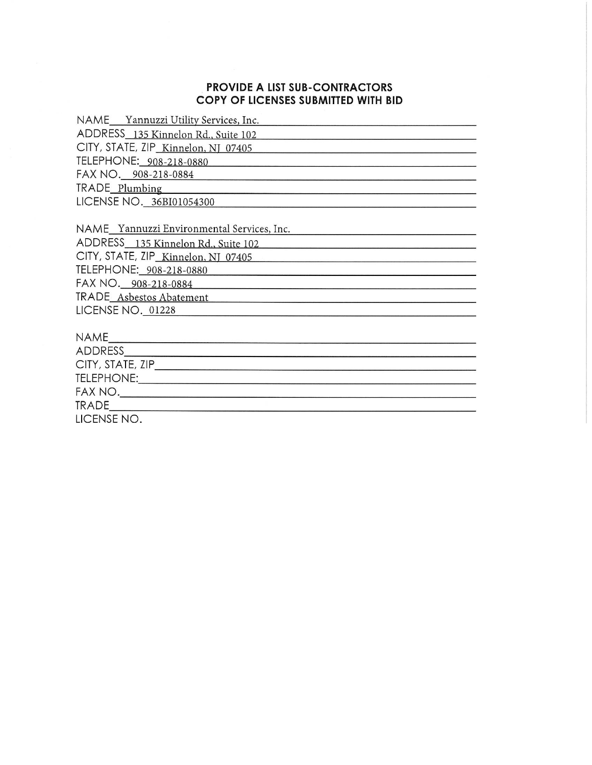## PROVIDE A LIST SUB-CONTRACTORS
## COPY OF LICENSES SUBMITTED WITH BID

NAME Yannuzzi Utility Services, Inc.
ADDRESS 135 Kinnelon Rd., Suite 102
CITY, STATE, ZIP Kinnelon, NJ 07405
TELEPHONE: 908-218-0880
FAX NO. 908-218-0884
TRADE Plumbing
LICENSE NO. 36BI01054300

NAME Yannuzzi Environmental Services, Inc.
ADDRESS 135 Kinnelon Rd., Suite 102
CITY, STATE, ZIP Kinnelon, NJ 07405
TELEPHONE: 908-218-0880
FAX NO. 908-218-0884
TRADE Asbestos Abatement
LICENSE NO. 01228

NAME
ADDRESS
CITY, STATE, ZIP
TELEPHONE:
FAX NO.
TRADE
LICENSE NO.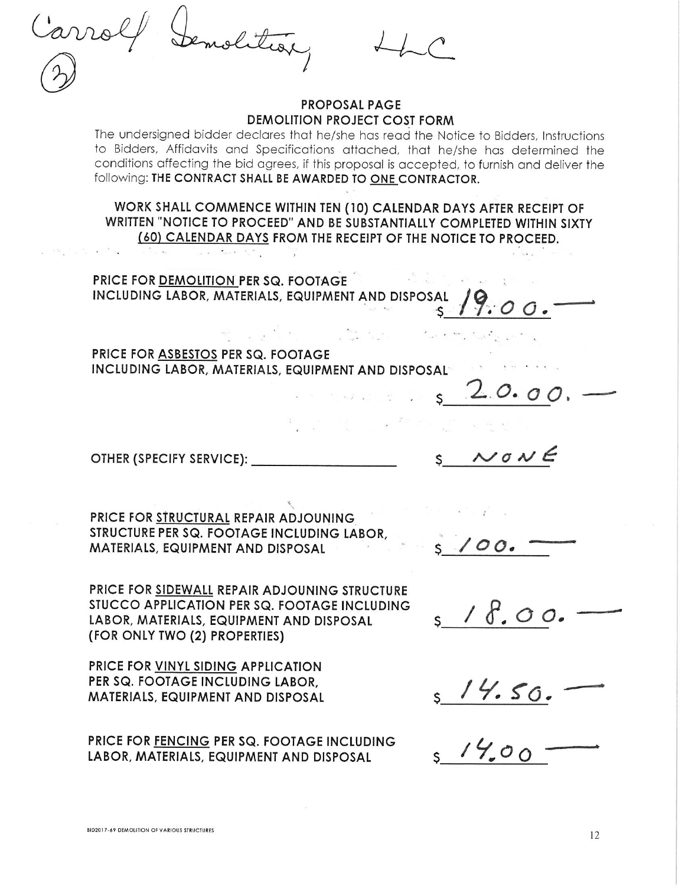Carroll Demolition, LLC

(3)

## PROPOSAL PAGE
## DEMOLITION PROJECT COST FORM

The undersigned bidder declares that he/she has read the Notice to Bidders, Instructions to Bidders, Affidavits and Specifications attached, that he/she has determined the conditions affecting the bid agrees, if this proposal is accepted, to furnish and deliver the following: **THE CONTRACT SHALL BE AWARDED TO ONE CONTRACTOR.**

**WORK SHALL COMMENCE WITHIN TEN (10) CALENDAR DAYS AFTER RECEIPT OF WRITTEN "NOTICE TO PROCEED" AND BE SUBSTANTIALLY COMPLETED WITHIN SIXTY (60) CALENDAR DAYS FROM THE RECEIPT OF THE NOTICE TO PROCEED.**

PRICE FOR DEMOLITION PER SQ. FOOTAGE INCLUDING LABOR, MATERIALS, EQUIPMENT AND DISPOSAL $ 19.00.—

PRICE FOR ASBESTOS PER SQ. FOOTAGE INCLUDING LABOR, MATERIALS, EQUIPMENT AND DISPOSAL $ 20.00.—

OTHER (SPECIFY SERVICE): ____________________ $ NONE

PRICE FOR STRUCTURAL REPAIR ADJOUNING STRUCTURE PER SQ. FOOTAGE INCLUDING LABOR, MATERIALS, EQUIPMENT AND DISPOSAL $ 100.—

PRICE FOR SIDEWALL REPAIR ADJOUNING STRUCTURE STUCCO APPLICATION PER SQ. FOOTAGE INCLUDING LABOR, MATERIALS, EQUIPMENT AND DISPOSAL (FOR ONLY TWO (2) PROPERTIES) $ 18.00.—

PRICE FOR VINYL SIDING APPLICATION PER SQ. FOOTAGE INCLUDING LABOR, MATERIALS, EQUIPMENT AND DISPOSAL $ 14.50.—

PRICE FOR FENCING PER SQ. FOOTAGE INCLUDING LABOR, MATERIALS, EQUIPMENT AND DISPOSAL $ 14.00—

BID2017-69 DEMOLITION OF VARIOUS STRUCTURES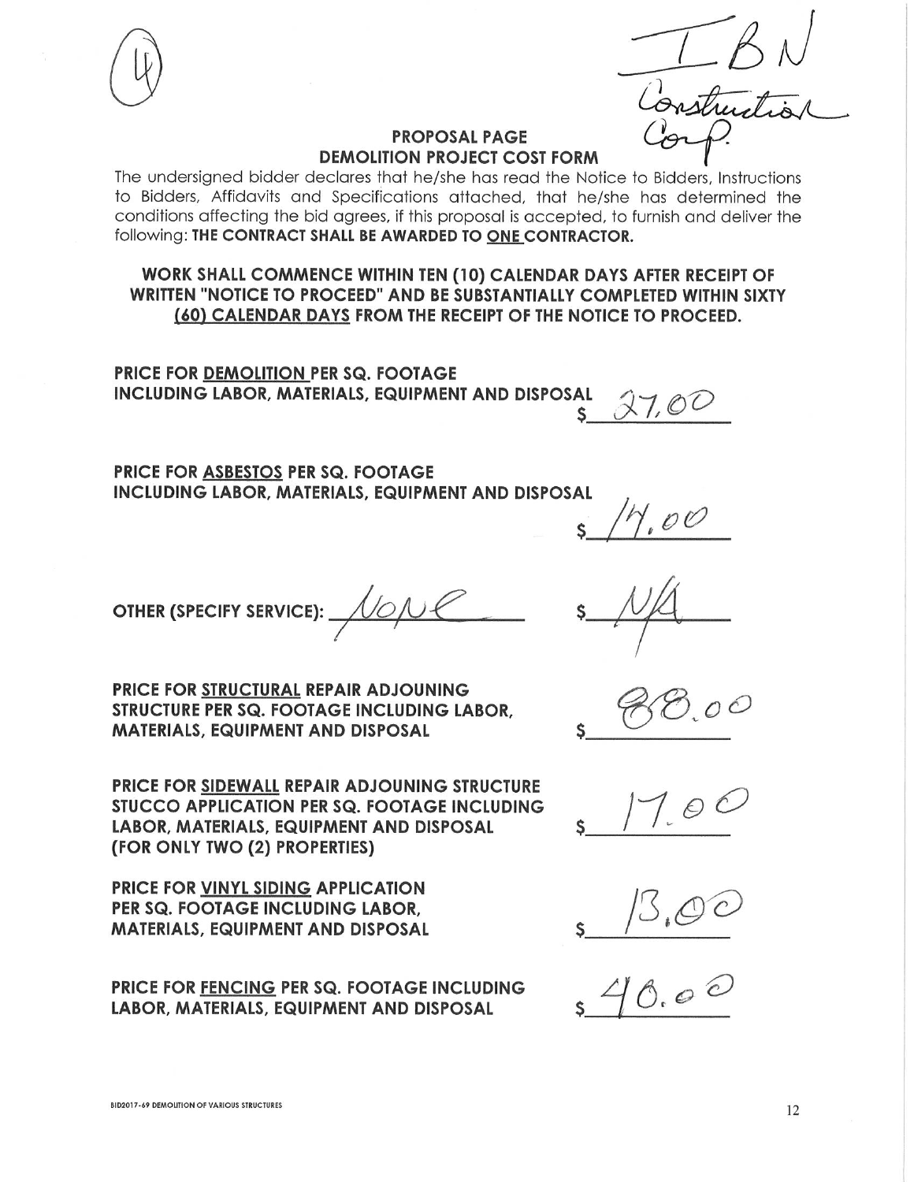(4)

IBN Construction Corp.

## PROPOSAL PAGE
## DEMOLITION PROJECT COST FORM

The undersigned bidder declares that he/she has read the Notice to Bidders, Instructions to Bidders, Affidavits and Specifications attached, that he/she has determined the conditions affecting the bid agrees, if this proposal is accepted, to furnish and deliver the following: **THE CONTRACT SHALL BE AWARDED TO ONE CONTRACTOR.**

**WORK SHALL COMMENCE WITHIN TEN (10) CALENDAR DAYS AFTER RECEIPT OF WRITTEN "NOTICE TO PROCEED" AND BE SUBSTANTIALLY COMPLETED WITHIN SIXTY (60) CALENDAR DAYS FROM THE RECEIPT OF THE NOTICE TO PROCEED.**

**PRICE FOR DEMOLITION PER SQ. FOOTAGE INCLUDING LABOR, MATERIALS, EQUIPMENT AND DISPOSAL** $ 27.00

**PRICE FOR ASBESTOS PER SQ. FOOTAGE INCLUDING LABOR, MATERIALS, EQUIPMENT AND DISPOSAL** $ 14.00

**OTHER (SPECIFY SERVICE):** None $ N/A

**PRICE FOR STRUCTURAL REPAIR ADJOUNING STRUCTURE PER SQ. FOOTAGE INCLUDING LABOR, MATERIALS, EQUIPMENT AND DISPOSAL** $ 88.00

**PRICE FOR SIDEWALL REPAIR ADJOUNING STRUCTURE STUCCO APPLICATION PER SQ. FOOTAGE INCLUDING LABOR, MATERIALS, EQUIPMENT AND DISPOSAL (FOR ONLY TWO (2) PROPERTIES)** $ 17.00

**PRICE FOR VINYL SIDING APPLICATION PER SQ. FOOTAGE INCLUDING LABOR, MATERIALS, EQUIPMENT AND DISPOSAL** $ 13.00

**PRICE FOR FENCING PER SQ. FOOTAGE INCLUDING LABOR, MATERIALS, EQUIPMENT AND DISPOSAL** $ 40.00

BID2017-69 DEMOLITION OF VARIOUS STRUCTURES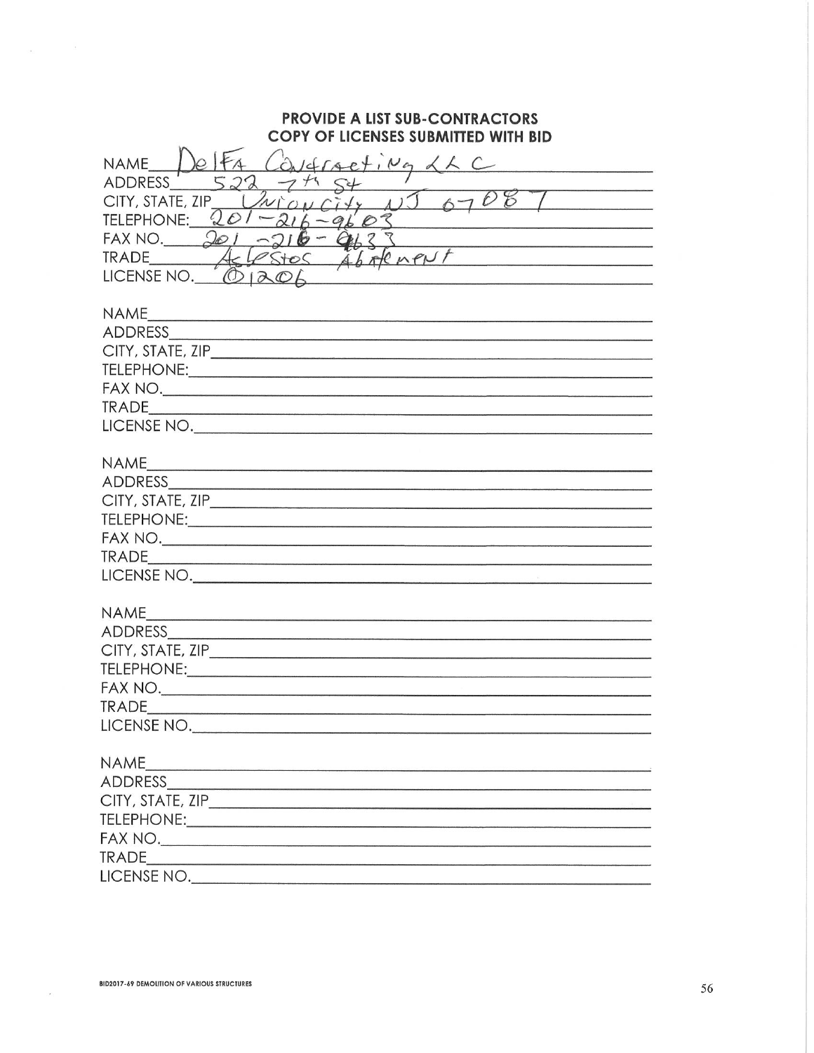## PROVIDE A LIST SUB-CONTRACTORS
## COPY OF LICENSES SUBMITTED WITH BID

NAME DelFA Contracting LLC
ADDRESS 522 7th St
CITY, STATE, ZIP Union City NJ 07087
TELEPHONE: 201-216-9603
FAX NO. 201-216-9633
TRADE Asbestos Abatement
LICENSE NO. 01206

NAME
ADDRESS
CITY, STATE, ZIP
TELEPHONE:
FAX NO.
TRADE
LICENSE NO.

NAME
ADDRESS
CITY, STATE, ZIP
TELEPHONE:
FAX NO.
TRADE
LICENSE NO.

NAME
ADDRESS
CITY, STATE, ZIP
TELEPHONE:
FAX NO.
TRADE
LICENSE NO.

NAME
ADDRESS
CITY, STATE, ZIP
TELEPHONE:
FAX NO.
TRADE
LICENSE NO.

BID2017-69 DEMOLITION OF VARIOUS STRUCTURES